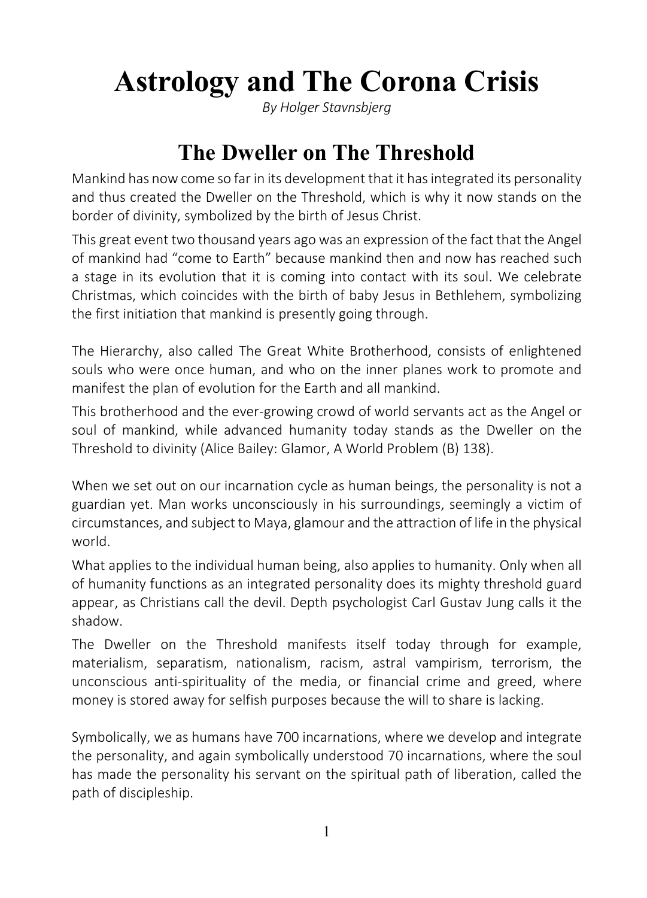# Astrology and The Corona Crisis

*By Holger Stavnsbjerg*

## The Dweller on The Threshold

Mankind has now come so far in its development that it has integrated its personality and thus created the Dweller on the Threshold, which is why it now stands on the border of divinity, symbolized by the birth of Jesus Christ.

This great event two thousand years ago was an expression of the fact that the Angel of mankind had "come to Earth" because mankind then and now has reached such a stage in its evolution that it is coming into contact with its soul. We celebrate Christmas, which coincides with the birth of baby Jesus in Bethlehem, symbolizing the first initiation that mankind is presently going through.

The Hierarchy, also called The Great White Brotherhood, consists of enlightened souls who were once human, and who on the inner planes work to promote and manifest the plan of evolution for the Earth and all mankind.

This brotherhood and the ever-growing crowd of world servants act as the Angel or soul of mankind, while advanced humanity today stands as the Dweller on the Threshold to divinity (Alice Bailey: Glamor, A World Problem (B) 138).

When we set out on our incarnation cycle as human beings, the personality is not a guardian yet. Man works unconsciously in his surroundings, seemingly a victim of circumstances, and subject to Maya, glamour and the attraction of life in the physical world.

What applies to the individual human being, also applies to humanity. Only when all of humanity functions as an integrated personality does its mighty threshold guard appear, as Christians call the devil. Depth psychologist Carl Gustav Jung calls it the shadow.

The Dweller on the Threshold manifests itself today through for example, materialism, separatism, nationalism, racism, astral vampirism, terrorism, the unconscious anti-spirituality of the media, or financial crime and greed, where money is stored away for selfish purposes because the will to share is lacking.

Symbolically, we as humans have 700 incarnations, where we develop and integrate the personality, and again symbolically understood 70 incarnations, where the soul has made the personality his servant on the spiritual path of liberation, called the path of discipleship.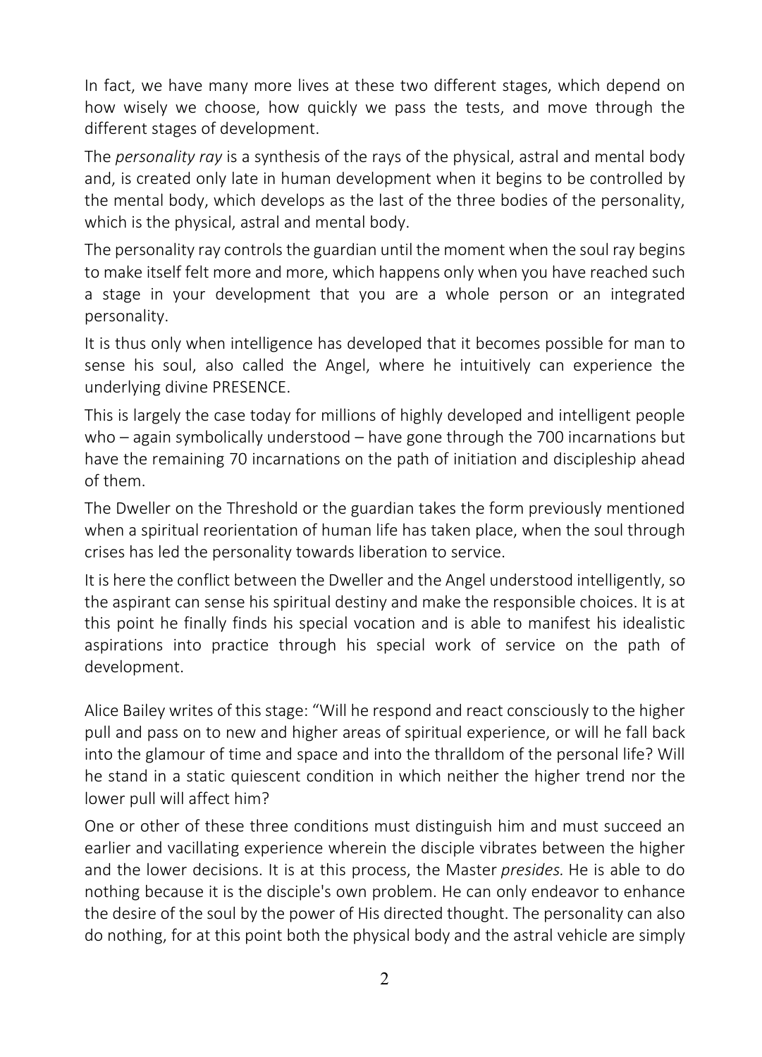In fact, we have many more lives at these two different stages, which depend on how wisely we choose, how quickly we pass the tests, and move through the different stages of development.

The *personality ray* is a synthesis of the rays of the physical, astral and mental body and, is created only late in human development when it begins to be controlled by the mental body, which develops as the last of the three bodies of the personality, which is the physical, astral and mental body.

The personality ray controls the guardian until the moment when the soul ray begins to make itself felt more and more, which happens only when you have reached such a stage in your development that you are a whole person or an integrated personality.

It is thus only when intelligence has developed that it becomes possible for man to sense his soul, also called the Angel, where he intuitively can experience the underlying divine PRESENCE.

This is largely the case today for millions of highly developed and intelligent people who – again symbolically understood – have gone through the 700 incarnations but have the remaining 70 incarnations on the path of initiation and discipleship ahead of them.

The Dweller on the Threshold or the guardian takes the form previously mentioned when a spiritual reorientation of human life has taken place, when the soul through crises has led the personality towards liberation to service.

It is here the conflict between the Dweller and the Angel understood intelligently, so the aspirant can sense his spiritual destiny and make the responsible choices. It is at this point he finally finds his special vocation and is able to manifest his idealistic aspirations into practice through his special work of service on the path of development.

Alice Bailey writes of this stage: "Will he respond and react consciously to the higher pull and pass on to new and higher areas of spiritual experience, or will he fall back into the glamour of time and space and into the thralldom of the personal life? Will he stand in a static quiescent condition in which neither the higher trend nor the lower pull will affect him?

One or other of these three conditions must distinguish him and must succeed an earlier and vacillating experience wherein the disciple vibrates between the higher and the lower decisions. It is at this process, the Master *presides.* He is able to do nothing because it is the disciple's own problem. He can only endeavor to enhance the desire of the soul by the power of His directed thought. The personality can also do nothing, for at this point both the physical body and the astral vehicle are simply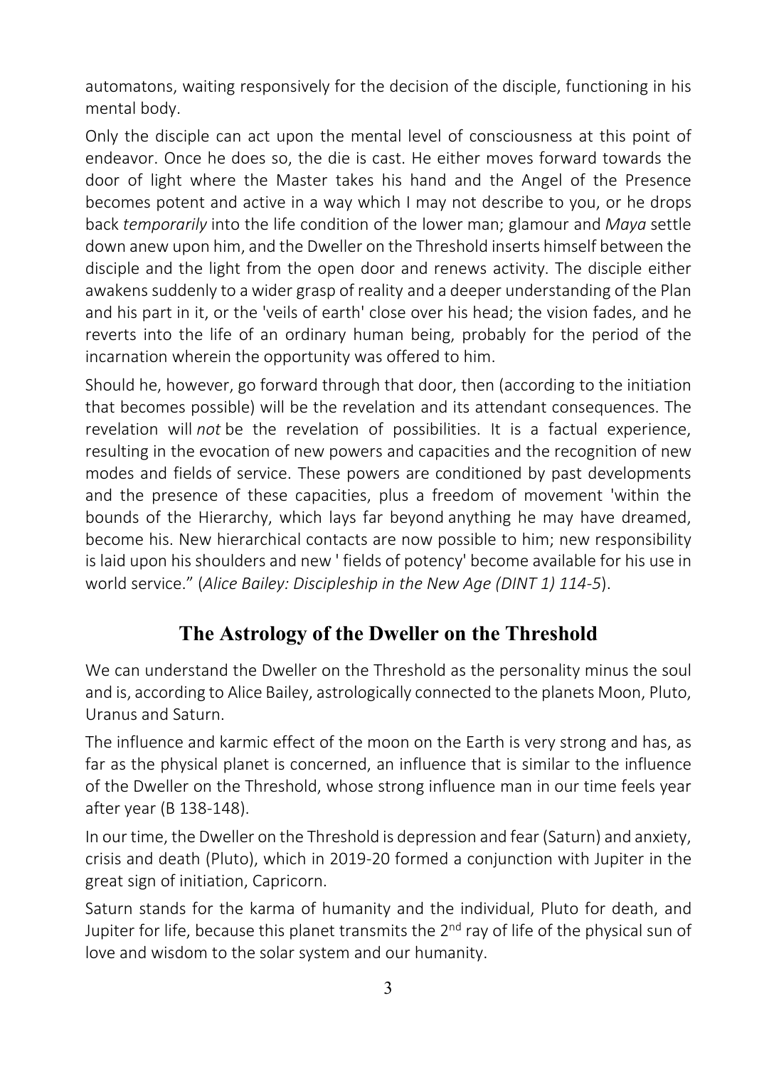automatons, waiting responsively for the decision of the disciple, functioning in his mental body.

Only the disciple can act upon the mental level of consciousness at this point of endeavor. Once he does so, the die is cast. He either moves forward towards the door of light where the Master takes his hand and the Angel of the Presence becomes potent and active in a way which I may not describe to you, or he drops back *temporarily* into the life condition of the lower man; glamour and *Maya* settle down anew upon him, and the Dweller on the Threshold inserts himself between the disciple and the light from the open door and renews activity. The disciple either awakens suddenly to a wider grasp of reality and a deeper understanding of the Plan and his part in it, or the 'veils of earth' close over his head; the vision fades, and he reverts into the life of an ordinary human being, probably for the period of the incarnation wherein the opportunity was offered to him.

Should he, however, go forward through that door, then (according to the initiation that becomes possible) will be the revelation and its attendant consequences. The revelation will *not* be the revelation of possibilities. It is a factual experience, resulting in the evocation of new powers and capacities and the recognition of new modes and fields of service. These powers are conditioned by past developments and the presence of these capacities, plus a freedom of movement 'within the bounds of the Hierarchy, which lays far beyond anything he may have dreamed, become his. New hierarchical contacts are now possible to him; new responsibility is laid upon his shoulders and new ' fields of potency' become available for his use in world service." (*Alice Bailey: Discipleship in the New Age (DINT 1) 114-5*).

## The Astrology of the Dweller on the Threshold

We can understand the Dweller on the Threshold as the personality minus the soul and is, according to Alice Bailey, astrologically connected to the planets Moon, Pluto, Uranus and Saturn.

The influence and karmic effect of the moon on the Earth is very strong and has, as far as the physical planet is concerned, an influence that is similar to the influence of the Dweller on the Threshold, whose strong influence man in our time feels year after year (B 138-148).

In our time, the Dweller on the Threshold is depression and fear (Saturn) and anxiety, crisis and death (Pluto), which in 2019-20 formed a conjunction with Jupiter in the great sign of initiation, Capricorn.

Saturn stands for the karma of humanity and the individual, Pluto for death, and Jupiter for life, because this planet transmits the 2nd ray of life of the physical sun of love and wisdom to the solar system and our humanity.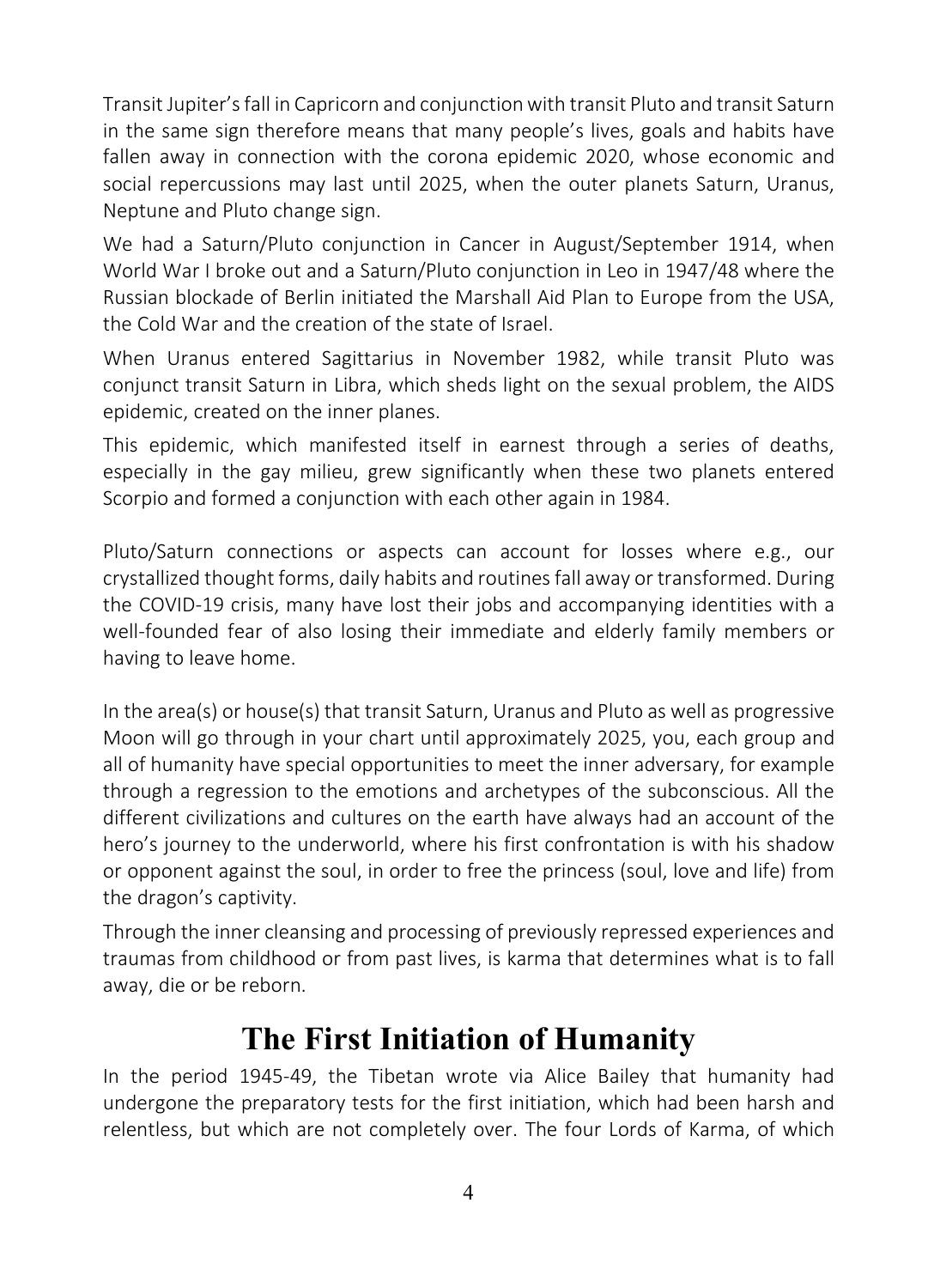Transit Jupiter's fall in Capricorn and conjunction with transit Pluto and transit Saturn in the same sign therefore means that many people's lives, goals and habits have fallen away in connection with the corona epidemic 2020, whose economic and social repercussions may last until 2025, when the outer planets Saturn, Uranus, Neptune and Pluto change sign.

We had a Saturn/Pluto conjunction in Cancer in August/September 1914, when World War I broke out and a Saturn/Pluto conjunction in Leo in 1947/48 where the Russian blockade of Berlin initiated the Marshall Aid Plan to Europe from the USA, the Cold War and the creation of the state of Israel.

When Uranus entered Sagittarius in November 1982, while transit Pluto was conjunct transit Saturn in Libra, which sheds light on the sexual problem, the AIDS epidemic, created on the inner planes.

This epidemic, which manifested itself in earnest through a series of deaths, especially in the gay milieu, grew significantly when these two planets entered Scorpio and formed a conjunction with each other again in 1984.

Pluto/Saturn connections or aspects can account for losses where e.g., our crystallized thought forms, daily habits and routines fall away or transformed. During the COVID-19 crisis, many have lost their jobs and accompanying identities with a well-founded fear of also losing their immediate and elderly family members or having to leave home.

In the area(s) or house(s) that transit Saturn, Uranus and Pluto as well as progressive Moon will go through in your chart until approximately 2025, you, each group and all of humanity have special opportunities to meet the inner adversary, for example through a regression to the emotions and archetypes of the subconscious. All the different civilizations and cultures on the earth have always had an account of the hero's journey to the underworld, where his first confrontation is with his shadow or opponent against the soul, in order to free the princess (soul, love and life) from the dragon's captivity.

Through the inner cleansing and processing of previously repressed experiences and traumas from childhood or from past lives, is karma that determines what is to fall away, die or be reborn.

## The First Initiation of Humanity

In the period 1945-49, the Tibetan wrote via Alice Bailey that humanity had undergone the preparatory tests for the first initiation, which had been harsh and relentless, but which are not completely over. The four Lords of Karma, of which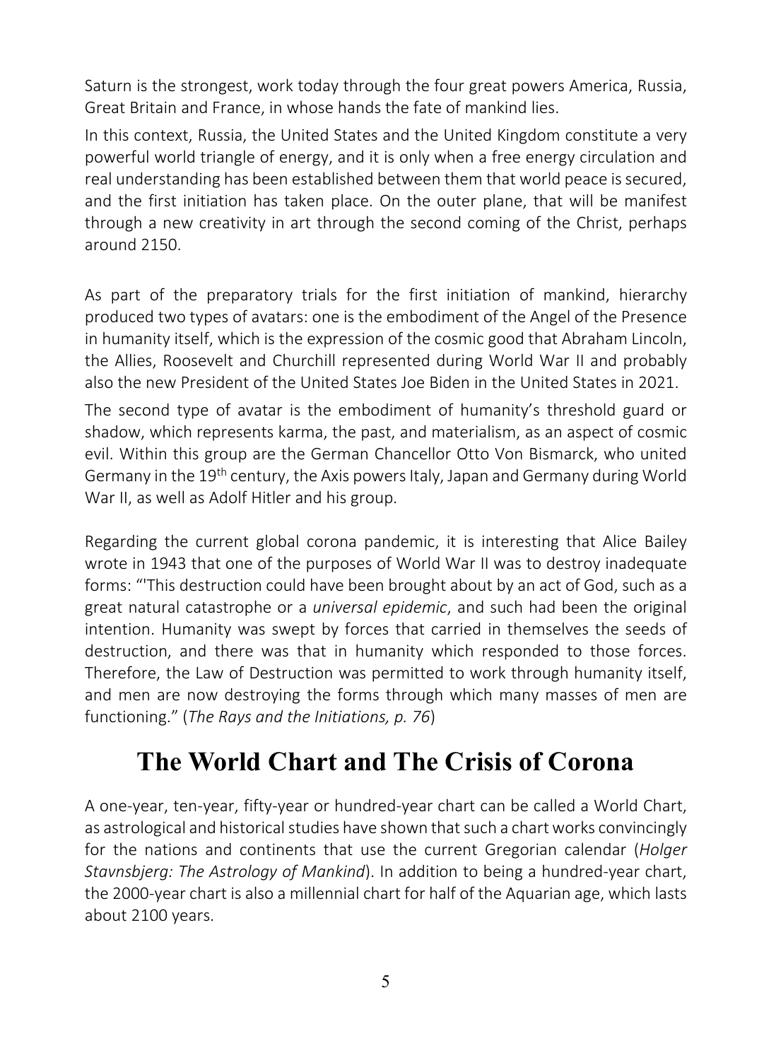Saturn is the strongest, work today through the four great powers America, Russia, Great Britain and France, in whose hands the fate of mankind lies.

In this context, Russia, the United States and the United Kingdom constitute a very powerful world triangle of energy, and it is only when a free energy circulation and real understanding has been established between them that world peace is secured, and the first initiation has taken place. On the outer plane, that will be manifest through a new creativity in art through the second coming of the Christ, perhaps around 2150.

As part of the preparatory trials for the first initiation of mankind, hierarchy produced two types of avatars: one is the embodiment of the Angel of the Presence in humanity itself, which is the expression of the cosmic good that Abraham Lincoln, the Allies, Roosevelt and Churchill represented during World War II and probably also the new President of the United States Joe Biden in the United States in 2021.

The second type of avatar is the embodiment of humanity's threshold guard or shadow, which represents karma, the past, and materialism, as an aspect of cosmic evil. Within this group are the German Chancellor Otto Von Bismarck, who united Germany in the 19th century, the Axis powers Italy, Japan and Germany during World War II, as well as Adolf Hitler and his group.

Regarding the current global corona pandemic, it is interesting that Alice Bailey wrote in 1943 that one of the purposes of World War II was to destroy inadequate forms: "'This destruction could have been brought about by an act of God, such as a great natural catastrophe or a *universal epidemic*, and such had been the original intention. Humanity was swept by forces that carried in themselves the seeds of destruction, and there was that in humanity which responded to those forces. Therefore, the Law of Destruction was permitted to work through humanity itself, and men are now destroying the forms through which many masses of men are functioning." (*The Rays and the Initiations, p. 76*)

## The World Chart and The Crisis of Corona

A one-year, ten-year, fifty-year or hundred-year chart can be called a World Chart, as astrological and historical studies have shown that such a chart works convincingly for the nations and continents that use the current Gregorian calendar (*Holger Stavnsbjerg: The Astrology of Mankind*). In addition to being a hundred-year chart, the 2000-year chart is also a millennial chart for half of the Aquarian age, which lasts about 2100 years.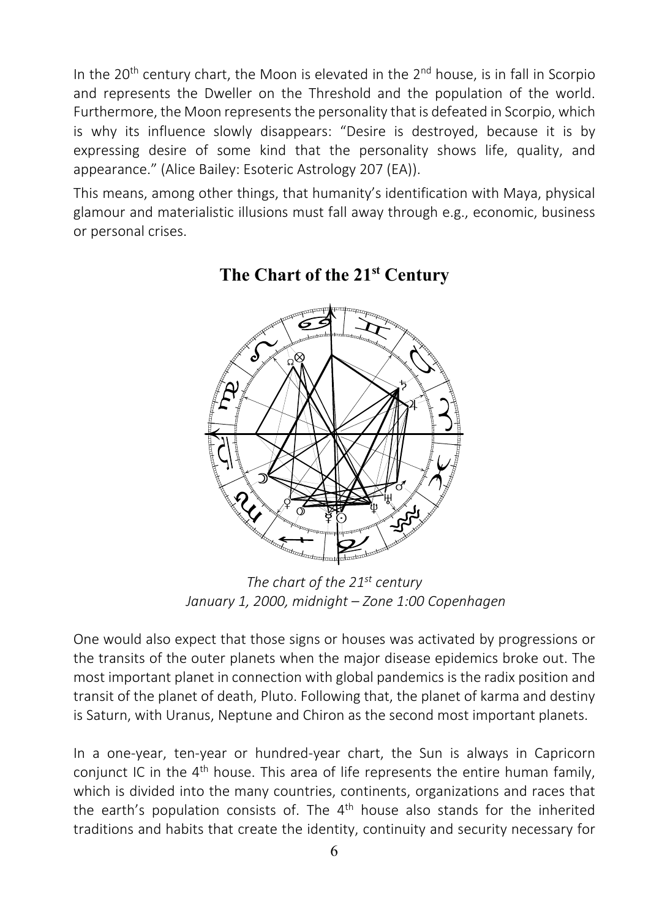In the 20th century chart, the Moon is elevated in the 2nd house, is in fall in Scorpio and represents the Dweller on the Threshold and the population of the world. Furthermore, the Moon represents the personality that is defeated in Scorpio, which is why its influence slowly disappears: "Desire is destroyed, because it is by expressing desire of some kind that the personality shows life, quality, and appearance." (Alice Bailey: Esoteric Astrology 207 (EA)).

This means, among other things, that humanity's identification with Maya, physical glamour and materialistic illusions must fall away through e.g., economic, business or personal crises.

## The Chart of the 21st Century

*The chart of the 21st century*
*January 1, 2000, midnight – Zone 1:00 Copenhagen*

One would also expect that those signs or houses was activated by progressions or the transits of the outer planets when the major disease epidemics broke out. The most important planet in connection with global pandemics is the radix position and transit of the planet of death, Pluto. Following that, the planet of karma and destiny is Saturn, with Uranus, Neptune and Chiron as the second most important planets.

In a one-year, ten-year or hundred-year chart, the Sun is always in Capricorn conjunct IC in the 4th house. This area of life represents the entire human family, which is divided into the many countries, continents, organizations and races that the earth's population consists of. The 4th house also stands for the inherited traditions and habits that create the identity, continuity and security necessary for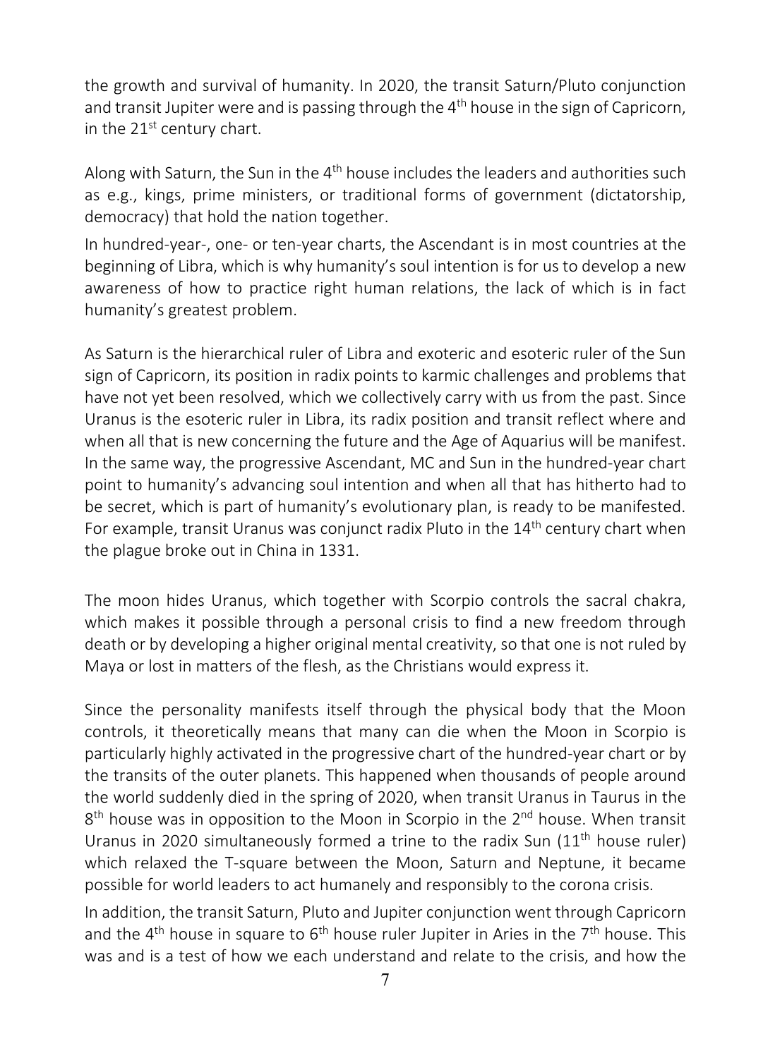the growth and survival of humanity. In 2020, the transit Saturn/Pluto conjunction and transit Jupiter were and is passing through the 4th house in the sign of Capricorn, in the 21st century chart.

Along with Saturn, the Sun in the 4th house includes the leaders and authorities such as e.g., kings, prime ministers, or traditional forms of government (dictatorship, democracy) that hold the nation together.

In hundred-year-, one- or ten-year charts, the Ascendant is in most countries at the beginning of Libra, which is why humanity's soul intention is for us to develop a new awareness of how to practice right human relations, the lack of which is in fact humanity's greatest problem.

As Saturn is the hierarchical ruler of Libra and exoteric and esoteric ruler of the Sun sign of Capricorn, its position in radix points to karmic challenges and problems that have not yet been resolved, which we collectively carry with us from the past. Since Uranus is the esoteric ruler in Libra, its radix position and transit reflect where and when all that is new concerning the future and the Age of Aquarius will be manifest. In the same way, the progressive Ascendant, MC and Sun in the hundred-year chart point to humanity's advancing soul intention and when all that has hitherto had to be secret, which is part of humanity's evolutionary plan, is ready to be manifested. For example, transit Uranus was conjunct radix Pluto in the 14th century chart when the plague broke out in China in 1331.

The moon hides Uranus, which together with Scorpio controls the sacral chakra, which makes it possible through a personal crisis to find a new freedom through death or by developing a higher original mental creativity, so that one is not ruled by Maya or lost in matters of the flesh, as the Christians would express it.

Since the personality manifests itself through the physical body that the Moon controls, it theoretically means that many can die when the Moon in Scorpio is particularly highly activated in the progressive chart of the hundred-year chart or by the transits of the outer planets. This happened when thousands of people around the world suddenly died in the spring of 2020, when transit Uranus in Taurus in the 8th house was in opposition to the Moon in Scorpio in the 2nd house. When transit Uranus in 2020 simultaneously formed a trine to the radix Sun (11th house ruler) which relaxed the T-square between the Moon, Saturn and Neptune, it became possible for world leaders to act humanely and responsibly to the corona crisis.

In addition, the transit Saturn, Pluto and Jupiter conjunction went through Capricorn and the 4th house in square to 6th house ruler Jupiter in Aries in the 7th house. This was and is a test of how we each understand and relate to the crisis, and how the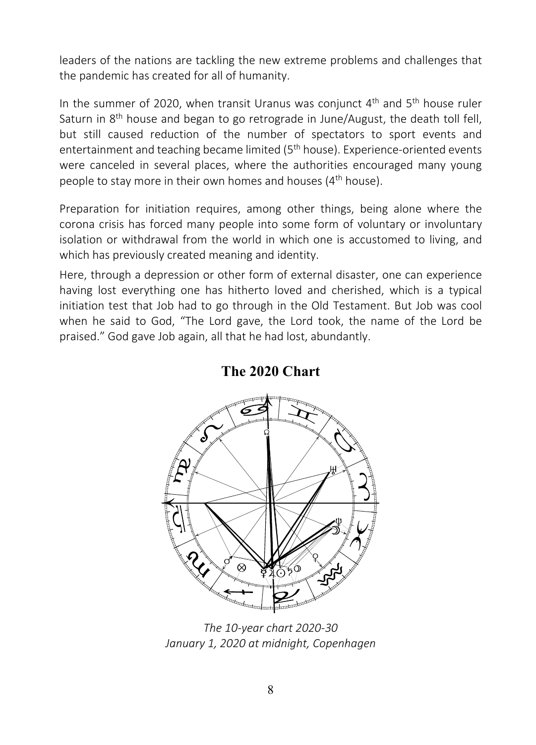leaders of the nations are tackling the new extreme problems and challenges that the pandemic has created for all of humanity.

In the summer of 2020, when transit Uranus was conjunct 4th and 5th house ruler Saturn in 8th house and began to go retrograde in June/August, the death toll fell, but still caused reduction of the number of spectators to sport events and entertainment and teaching became limited (5th house). Experience-oriented events were canceled in several places, where the authorities encouraged many young people to stay more in their own homes and houses (4th house).

Preparation for initiation requires, among other things, being alone where the corona crisis has forced many people into some form of voluntary or involuntary isolation or withdrawal from the world in which one is accustomed to living, and which has previously created meaning and identity.

Here, through a depression or other form of external disaster, one can experience having lost everything one has hitherto loved and cherished, which is a typical initiation test that Job had to go through in the Old Testament. But Job was cool when he said to God, "The Lord gave, the Lord took, the name of the Lord be praised." God gave Job again, all that he had lost, abundantly.

## The 2020 Chart

*The 10-year chart 2020-30*
*January 1, 2020 at midnight, Copenhagen*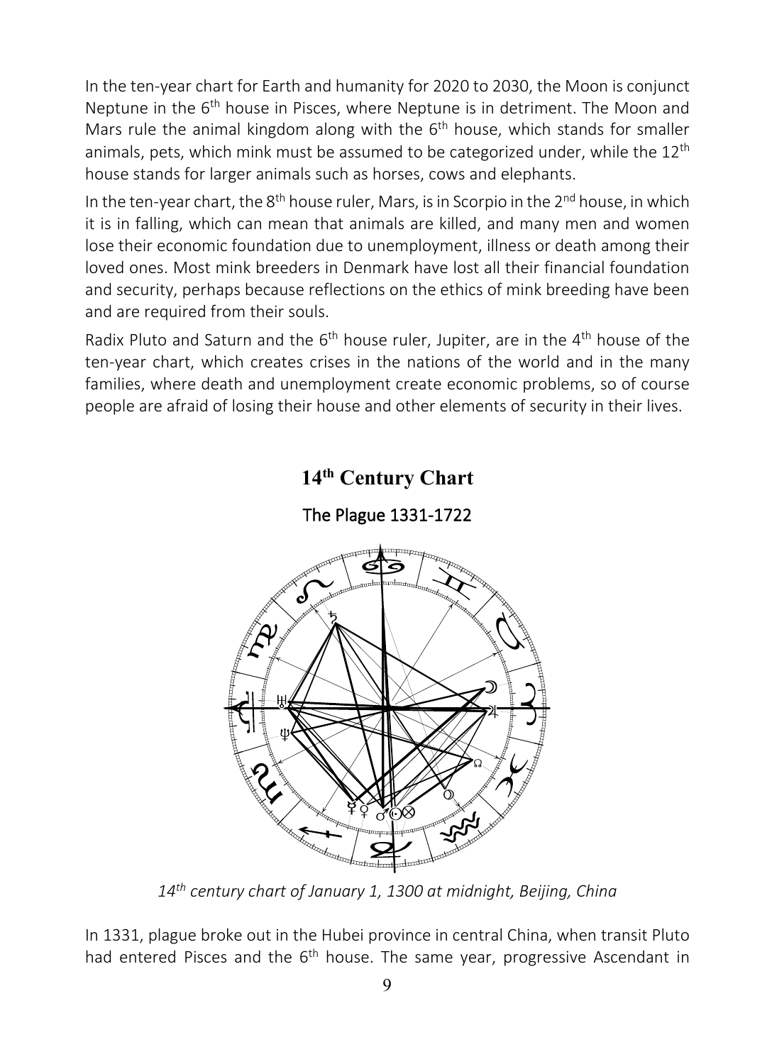In the ten-year chart for Earth and humanity for 2020 to 2030, the Moon is conjunct Neptune in the 6th house in Pisces, where Neptune is in detriment. The Moon and Mars rule the animal kingdom along with the 6th house, which stands for smaller animals, pets, which mink must be assumed to be categorized under, while the 12th house stands for larger animals such as horses, cows and elephants.

In the ten-year chart, the 8th house ruler, Mars, is in Scorpio in the 2nd house, in which it is in falling, which can mean that animals are killed, and many men and women lose their economic foundation due to unemployment, illness or death among their loved ones. Most mink breeders in Denmark have lost all their financial foundation and security, perhaps because reflections on the ethics of mink breeding have been and are required from their souls.

Radix Pluto and Saturn and the 6th house ruler, Jupiter, are in the 4th house of the ten-year chart, which creates crises in the nations of the world and in the many families, where death and unemployment create economic problems, so of course people are afraid of losing their house and other elements of security in their lives.

## 14th Century Chart

### The Plague 1331-1722

*14th century chart of January 1, 1300 at midnight, Beijing, China*

In 1331, plague broke out in the Hubei province in central China, when transit Pluto had entered Pisces and the 6th house. The same year, progressive Ascendant in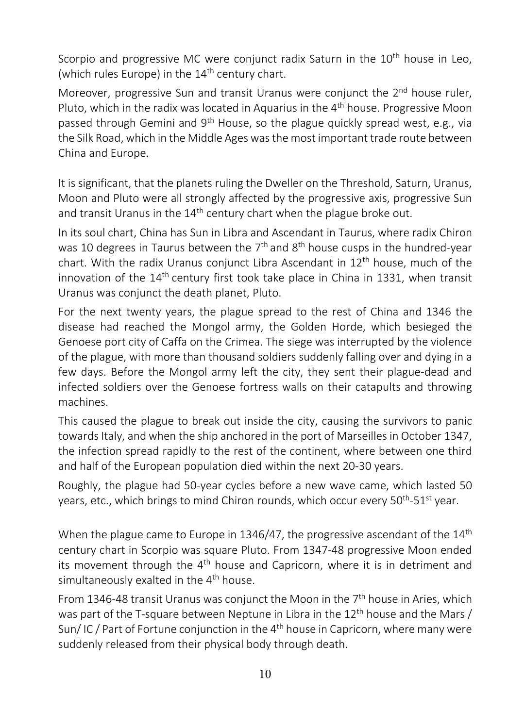Scorpio and progressive MC were conjunct radix Saturn in the 10th house in Leo, (which rules Europe) in the 14th century chart.

Moreover, progressive Sun and transit Uranus were conjunct the 2nd house ruler, Pluto, which in the radix was located in Aquarius in the 4th house. Progressive Moon passed through Gemini and 9th House, so the plague quickly spread west, e.g., via the Silk Road, which in the Middle Ages was the most important trade route between China and Europe.

It is significant, that the planets ruling the Dweller on the Threshold, Saturn, Uranus, Moon and Pluto were all strongly affected by the progressive axis, progressive Sun and transit Uranus in the 14th century chart when the plague broke out.

In its soul chart, China has Sun in Libra and Ascendant in Taurus, where radix Chiron was 10 degrees in Taurus between the 7th and 8th house cusps in the hundred-year chart. With the radix Uranus conjunct Libra Ascendant in 12th house, much of the innovation of the 14th century first took take place in China in 1331, when transit Uranus was conjunct the death planet, Pluto.

For the next twenty years, the plague spread to the rest of China and 1346 the disease had reached the Mongol army, the Golden Horde, which besieged the Genoese port city of Caffa on the Crimea. The siege was interrupted by the violence of the plague, with more than thousand soldiers suddenly falling over and dying in a few days. Before the Mongol army left the city, they sent their plague-dead and infected soldiers over the Genoese fortress walls on their catapults and throwing machines.

This caused the plague to break out inside the city, causing the survivors to panic towards Italy, and when the ship anchored in the port of Marseilles in October 1347, the infection spread rapidly to the rest of the continent, where between one third and half of the European population died within the next 20-30 years.

Roughly, the plague had 50-year cycles before a new wave came, which lasted 50 years, etc., which brings to mind Chiron rounds, which occur every 50th-51st year.

When the plague came to Europe in 1346/47, the progressive ascendant of the 14th century chart in Scorpio was square Pluto. From 1347-48 progressive Moon ended its movement through the 4th house and Capricorn, where it is in detriment and simultaneously exalted in the 4th house.

From 1346-48 transit Uranus was conjunct the Moon in the 7th house in Aries, which was part of the T-square between Neptune in Libra in the 12th house and the Mars / Sun/ IC / Part of Fortune conjunction in the 4th house in Capricorn, where many were suddenly released from their physical body through death.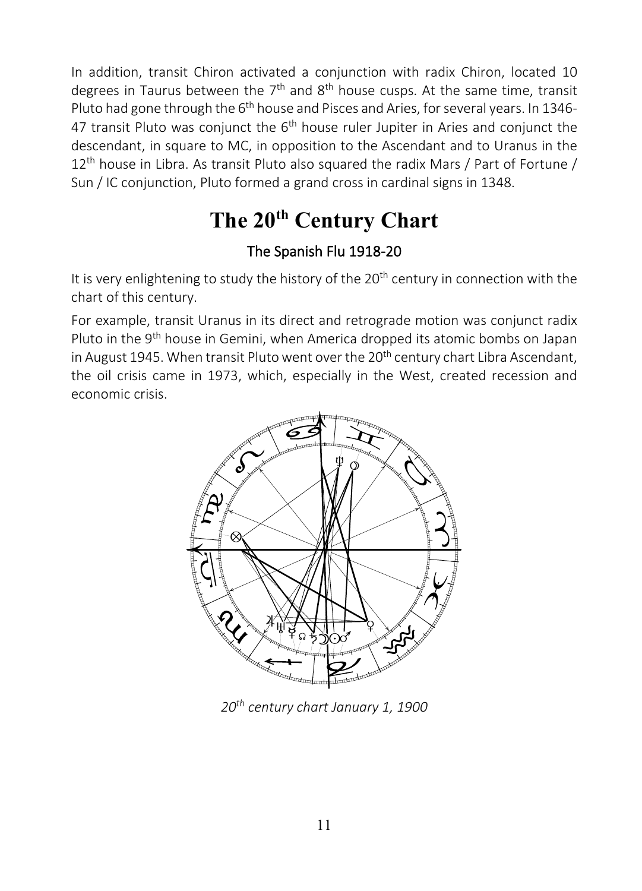In addition, transit Chiron activated a conjunction with radix Chiron, located 10 degrees in Taurus between the 7th and 8th house cusps. At the same time, transit Pluto had gone through the 6th house and Pisces and Aries, for several years. In 1346-47 transit Pluto was conjunct the 6th house ruler Jupiter in Aries and conjunct the descendant, in square to MC, in opposition to the Ascendant and to Uranus in the 12th house in Libra. As transit Pluto also squared the radix Mars / Part of Fortune / Sun / IC conjunction, Pluto formed a grand cross in cardinal signs in 1348.

# The 20th Century Chart

## The Spanish Flu 1918-20

It is very enlightening to study the history of the 20th century in connection with the chart of this century.

For example, transit Uranus in its direct and retrograde motion was conjunct radix Pluto in the 9th house in Gemini, when America dropped its atomic bombs on Japan in August 1945. When transit Pluto went over the 20th century chart Libra Ascendant, the oil crisis came in 1973, which, especially in the West, created recession and economic crisis.

*20th century chart January 1, 1900*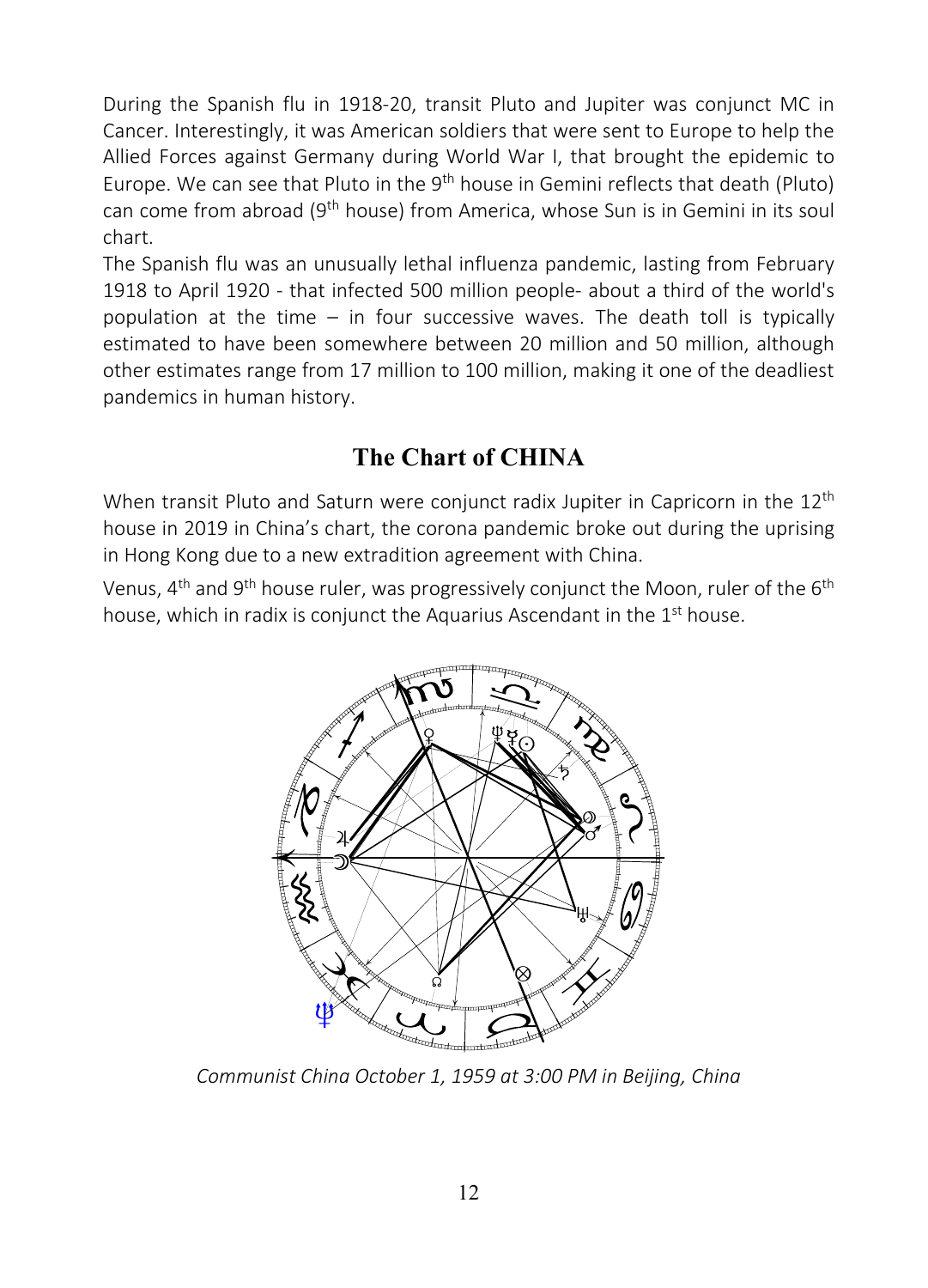During the Spanish flu in 1918-20, transit Pluto and Jupiter was conjunct MC in Cancer. Interestingly, it was American soldiers that were sent to Europe to help the Allied Forces against Germany during World War I, that brought the epidemic to Europe. We can see that Pluto in the 9th house in Gemini reflects that death (Pluto) can come from abroad (9th house) from America, whose Sun is in Gemini in its soul chart.

The Spanish flu was an unusually lethal influenza pandemic, lasting from February 1918 to April 1920 - that infected 500 million people- about a third of the world's population at the time – in four successive waves. The death toll is typically estimated to have been somewhere between 20 million and 50 million, although other estimates range from 17 million to 100 million, making it one of the deadliest pandemics in human history.

## The Chart of CHINA

When transit Pluto and Saturn were conjunct radix Jupiter in Capricorn in the 12th house in 2019 in China's chart, the corona pandemic broke out during the uprising in Hong Kong due to a new extradition agreement with China.

Venus, 4th and 9th house ruler, was progressively conjunct the Moon, ruler of the 6th house, which in radix is conjunct the Aquarius Ascendant in the 1st house.

*Communist China October 1, 1959 at 3:00 PM in Beijing, China*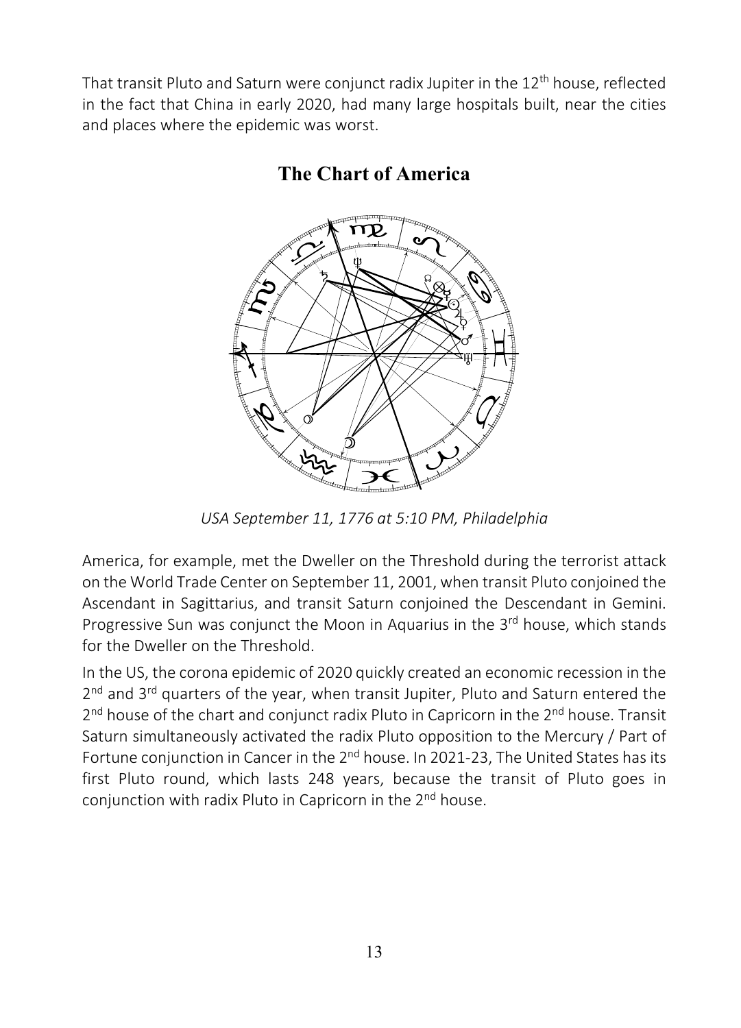That transit Pluto and Saturn were conjunct radix Jupiter in the 12th house, reflected in the fact that China in early 2020, had many large hospitals built, near the cities and places where the epidemic was worst.

## The Chart of America

*USA September 11, 1776 at 5:10 PM, Philadelphia*

America, for example, met the Dweller on the Threshold during the terrorist attack on the World Trade Center on September 11, 2001, when transit Pluto conjoined the Ascendant in Sagittarius, and transit Saturn conjoined the Descendant in Gemini. Progressive Sun was conjunct the Moon in Aquarius in the 3rd house, which stands for the Dweller on the Threshold.

In the US, the corona epidemic of 2020 quickly created an economic recession in the 2nd and 3rd quarters of the year, when transit Jupiter, Pluto and Saturn entered the 2nd house of the chart and conjunct radix Pluto in Capricorn in the 2nd house. Transit Saturn simultaneously activated the radix Pluto opposition to the Mercury / Part of Fortune conjunction in Cancer in the 2nd house. In 2021-23, The United States has its first Pluto round, which lasts 248 years, because the transit of Pluto goes in conjunction with radix Pluto in Capricorn in the 2nd house.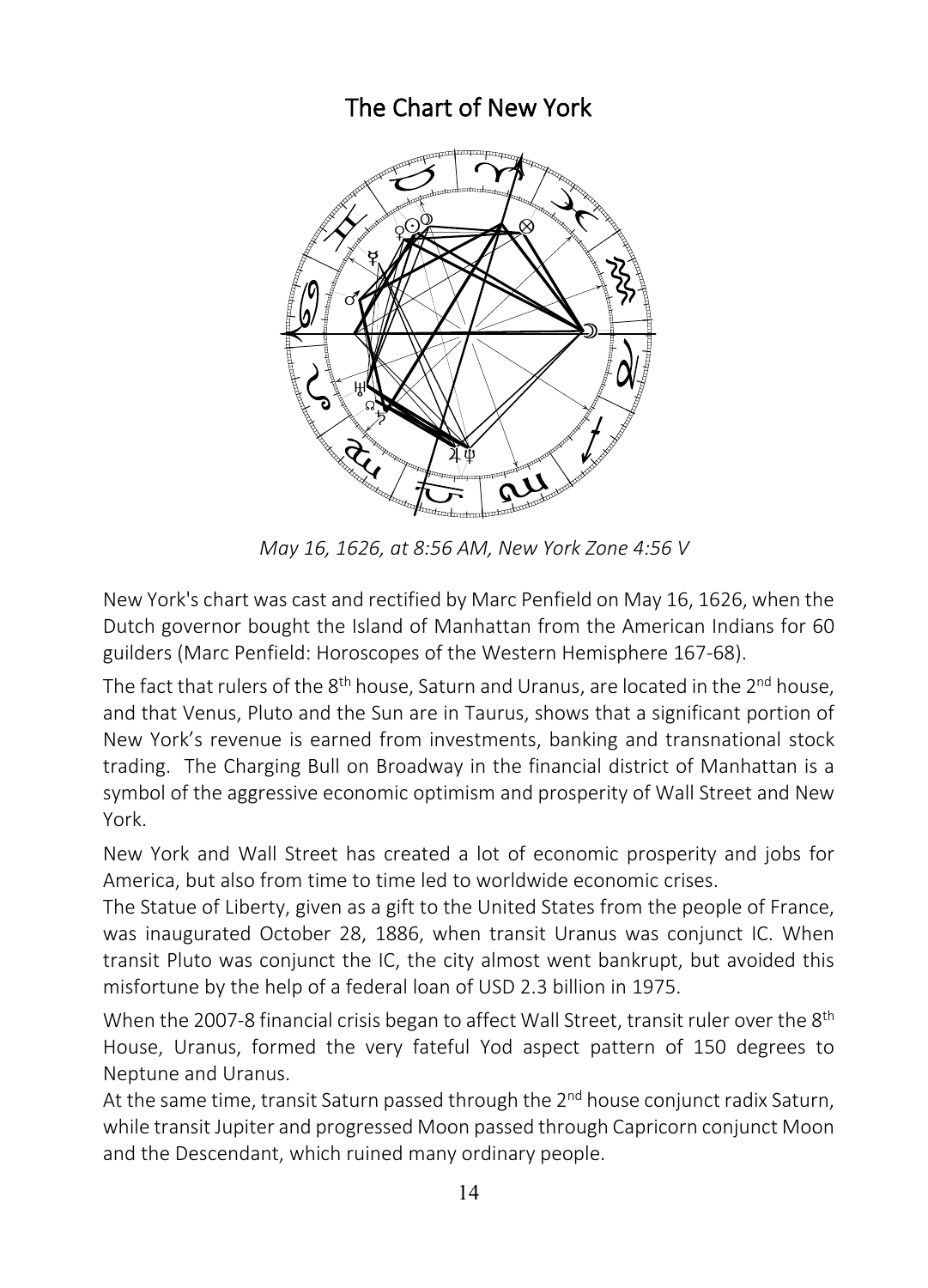## The Chart of New York

*May 16, 1626, at 8:56 AM, New York Zone 4:56 V*

New York's chart was cast and rectified by Marc Penfield on May 16, 1626, when the Dutch governor bought the Island of Manhattan from the American Indians for 60 guilders (Marc Penfield: Horoscopes of the Western Hemisphere 167-68).

The fact that rulers of the 8th house, Saturn and Uranus, are located in the 2nd house, and that Venus, Pluto and the Sun are in Taurus, shows that a significant portion of New York's revenue is earned from investments, banking and transnational stock trading. The Charging Bull on Broadway in the financial district of Manhattan is a symbol of the aggressive economic optimism and prosperity of Wall Street and New York.

New York and Wall Street has created a lot of economic prosperity and jobs for America, but also from time to time led to worldwide economic crises.

The Statue of Liberty, given as a gift to the United States from the people of France, was inaugurated October 28, 1886, when transit Uranus was conjunct IC. When transit Pluto was conjunct the IC, the city almost went bankrupt, but avoided this misfortune by the help of a federal loan of USD 2.3 billion in 1975.

When the 2007-8 financial crisis began to affect Wall Street, transit ruler over the 8th House, Uranus, formed the very fateful Yod aspect pattern of 150 degrees to Neptune and Uranus.

At the same time, transit Saturn passed through the 2nd house conjunct radix Saturn, while transit Jupiter and progressed Moon passed through Capricorn conjunct Moon and the Descendant, which ruined many ordinary people.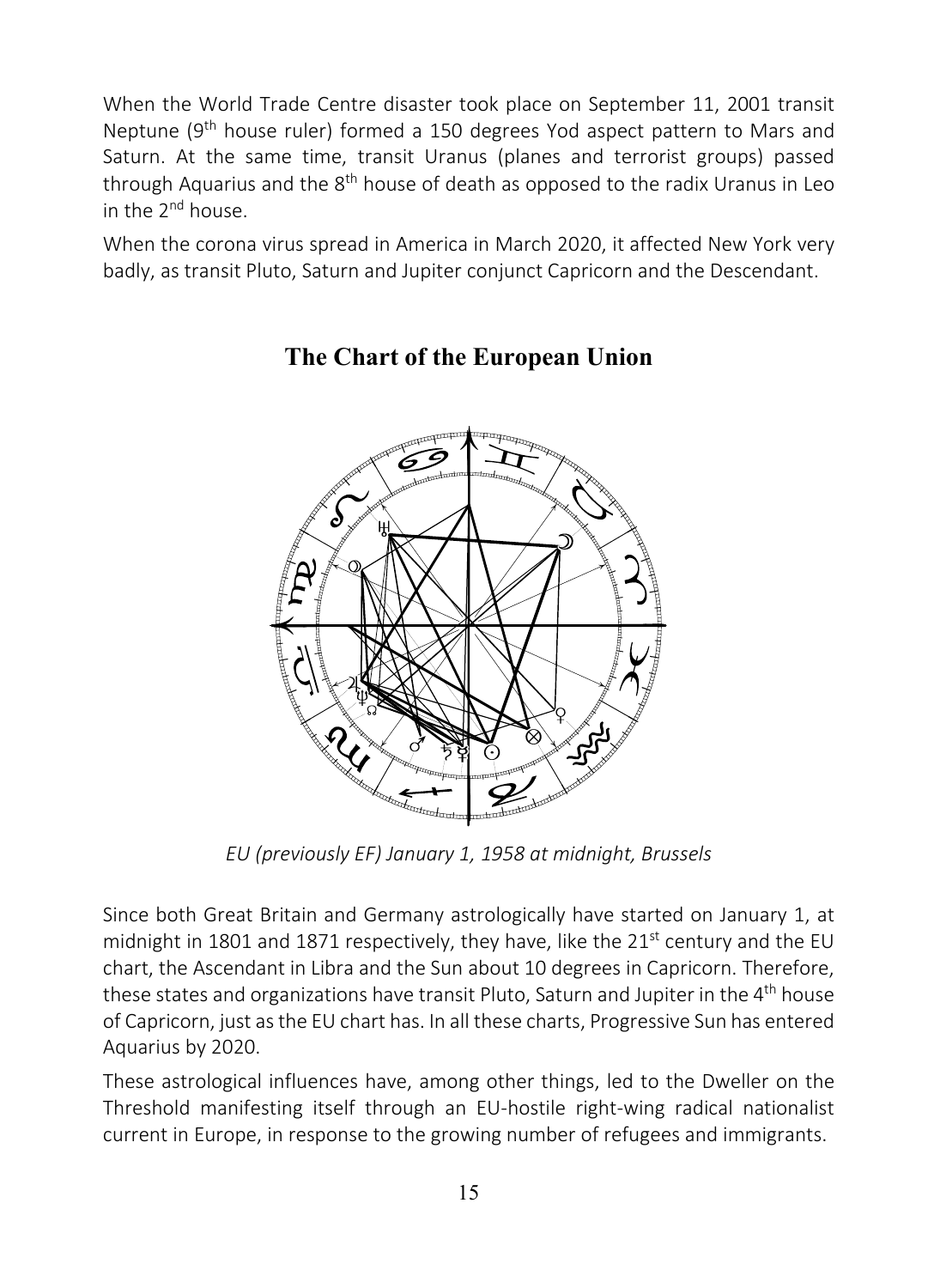When the World Trade Centre disaster took place on September 11, 2001 transit Neptune (9th house ruler) formed a 150 degrees Yod aspect pattern to Mars and Saturn. At the same time, transit Uranus (planes and terrorist groups) passed through Aquarius and the 8th house of death as opposed to the radix Uranus in Leo in the 2nd house.

When the corona virus spread in America in March 2020, it affected New York very badly, as transit Pluto, Saturn and Jupiter conjunct Capricorn and the Descendant.

## The Chart of the European Union

*EU (previously EF) January 1, 1958 at midnight, Brussels*

Since both Great Britain and Germany astrologically have started on January 1, at midnight in 1801 and 1871 respectively, they have, like the 21st century and the EU chart, the Ascendant in Libra and the Sun about 10 degrees in Capricorn. Therefore, these states and organizations have transit Pluto, Saturn and Jupiter in the 4th house of Capricorn, just as the EU chart has. In all these charts, Progressive Sun has entered Aquarius by 2020.

These astrological influences have, among other things, led to the Dweller on the Threshold manifesting itself through an EU-hostile right-wing radical nationalist current in Europe, in response to the growing number of refugees and immigrants.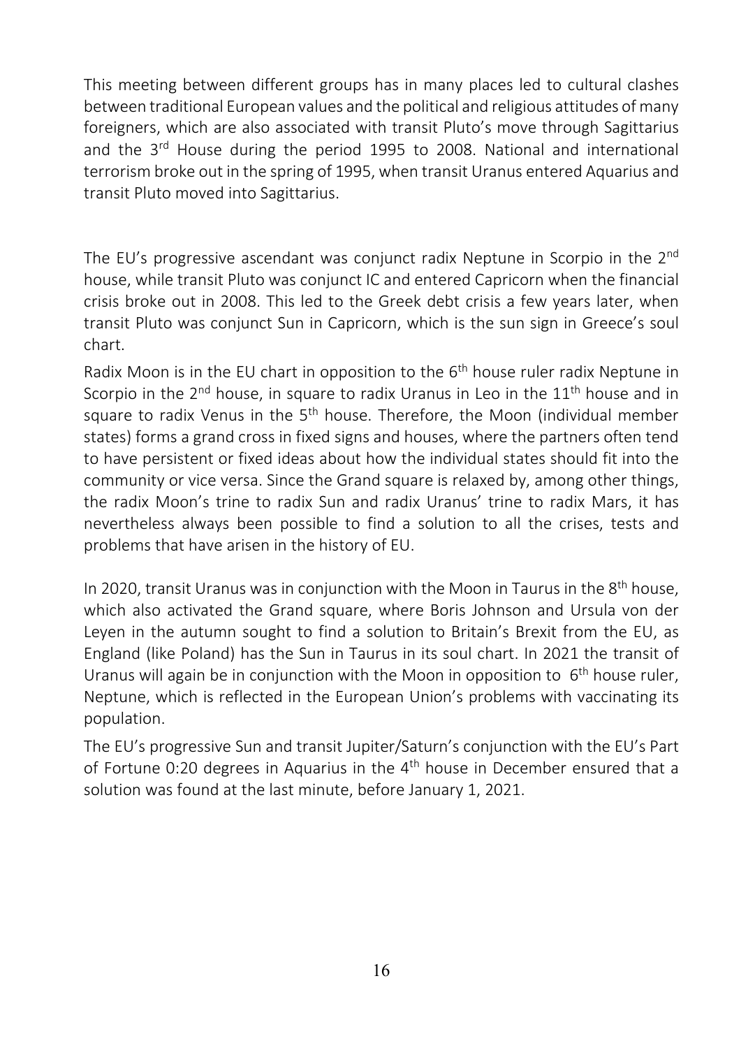This meeting between different groups has in many places led to cultural clashes between traditional European values and the political and religious attitudes of many foreigners, which are also associated with transit Pluto's move through Sagittarius and the 3rd House during the period 1995 to 2008. National and international terrorism broke out in the spring of 1995, when transit Uranus entered Aquarius and transit Pluto moved into Sagittarius.

The EU's progressive ascendant was conjunct radix Neptune in Scorpio in the 2nd house, while transit Pluto was conjunct IC and entered Capricorn when the financial crisis broke out in 2008. This led to the Greek debt crisis a few years later, when transit Pluto was conjunct Sun in Capricorn, which is the sun sign in Greece's soul chart.

Radix Moon is in the EU chart in opposition to the 6th house ruler radix Neptune in Scorpio in the 2nd house, in square to radix Uranus in Leo in the 11th house and in square to radix Venus in the 5th house. Therefore, the Moon (individual member states) forms a grand cross in fixed signs and houses, where the partners often tend to have persistent or fixed ideas about how the individual states should fit into the community or vice versa. Since the Grand square is relaxed by, among other things, the radix Moon's trine to radix Sun and radix Uranus' trine to radix Mars, it has nevertheless always been possible to find a solution to all the crises, tests and problems that have arisen in the history of EU.

In 2020, transit Uranus was in conjunction with the Moon in Taurus in the 8th house, which also activated the Grand square, where Boris Johnson and Ursula von der Leyen in the autumn sought to find a solution to Britain's Brexit from the EU, as England (like Poland) has the Sun in Taurus in its soul chart. In 2021 the transit of Uranus will again be in conjunction with the Moon in opposition to 6th house ruler, Neptune, which is reflected in the European Union's problems with vaccinating its population.

The EU's progressive Sun and transit Jupiter/Saturn's conjunction with the EU's Part of Fortune 0:20 degrees in Aquarius in the 4th house in December ensured that a solution was found at the last minute, before January 1, 2021.